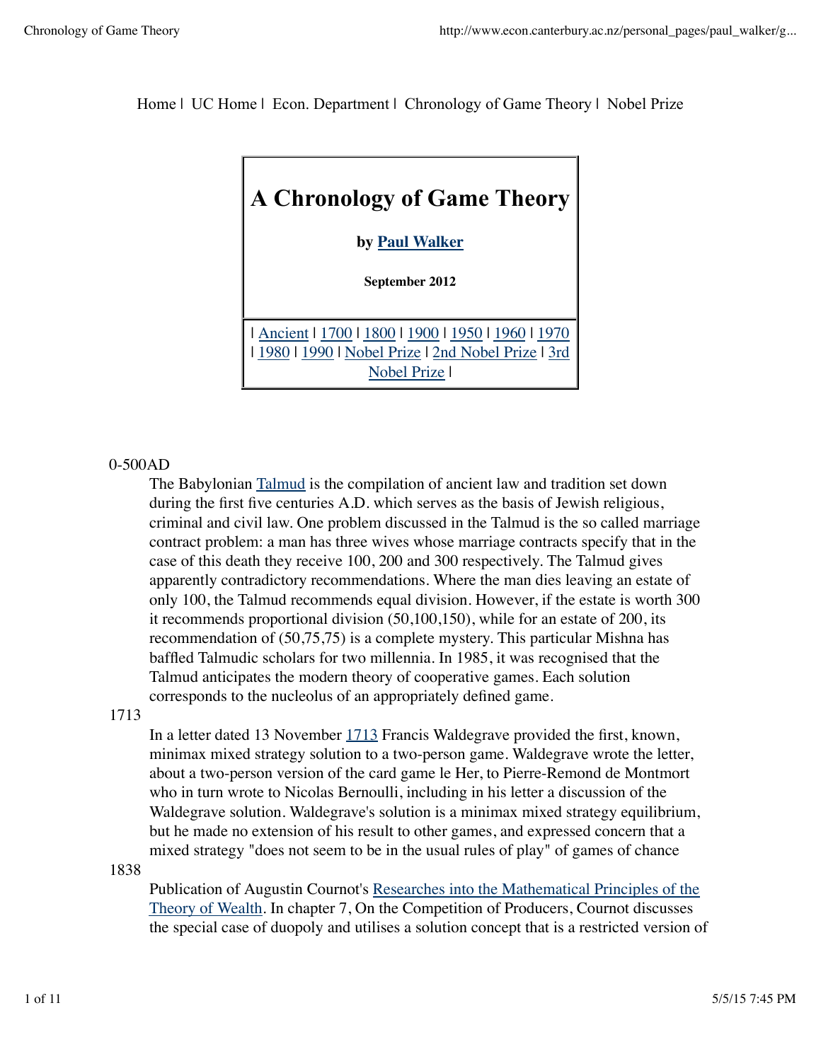Home | UC Home | Econ. Department | Chronology of Game Theory | Nobel Prize

# A Chronology of Game Theory

**by Paul Walker**

**September 2012**

| Ancient | 1700 | 1800 | 1900 | 1950 | 1960 | 1970 | 1980 | 1990 | Nobel Prize | 2nd Nobel Prize | 3rd Nobel Prize |

0-500AD

The Babylonian Talmud is the compilation of ancient law and tradition set down during the first five centuries A.D. which serves as the basis of Jewish religious, criminal and civil law. One problem discussed in the Talmud is the so called marriage contract problem: a man has three wives whose marriage contracts specify that in the case of this death they receive 100, 200 and 300 respectively. The Talmud gives apparently contradictory recommendations. Where the man dies leaving an estate of only 100, the Talmud recommends equal division. However, if the estate is worth 300 it recommends proportional division (50,100,150), while for an estate of 200, its recommendation of (50,75,75) is a complete mystery. This particular Mishna has baffled Talmudic scholars for two millennia. In 1985, it was recognised that the Talmud anticipates the modern theory of cooperative games. Each solution corresponds to the nucleolus of an appropriately defined game.

1713

In a letter dated 13 November 1713 Francis Waldegrave provided the first, known, minimax mixed strategy solution to a two-person game. Waldegrave wrote the letter, about a two-person version of the card game le Her, to Pierre-Remond de Montmort who in turn wrote to Nicolas Bernoulli, including in his letter a discussion of the Waldegrave solution. Waldegrave's solution is a minimax mixed strategy equilibrium, but he made no extension of his result to other games, and expressed concern that a mixed strategy "does not seem to be in the usual rules of play" of games of chance

1838

Publication of Augustin Cournot's Researches into the Mathematical Principles of the Theory of Wealth. In chapter 7, On the Competition of Producers, Cournot discusses the special case of duopoly and utilises a solution concept that is a restricted version of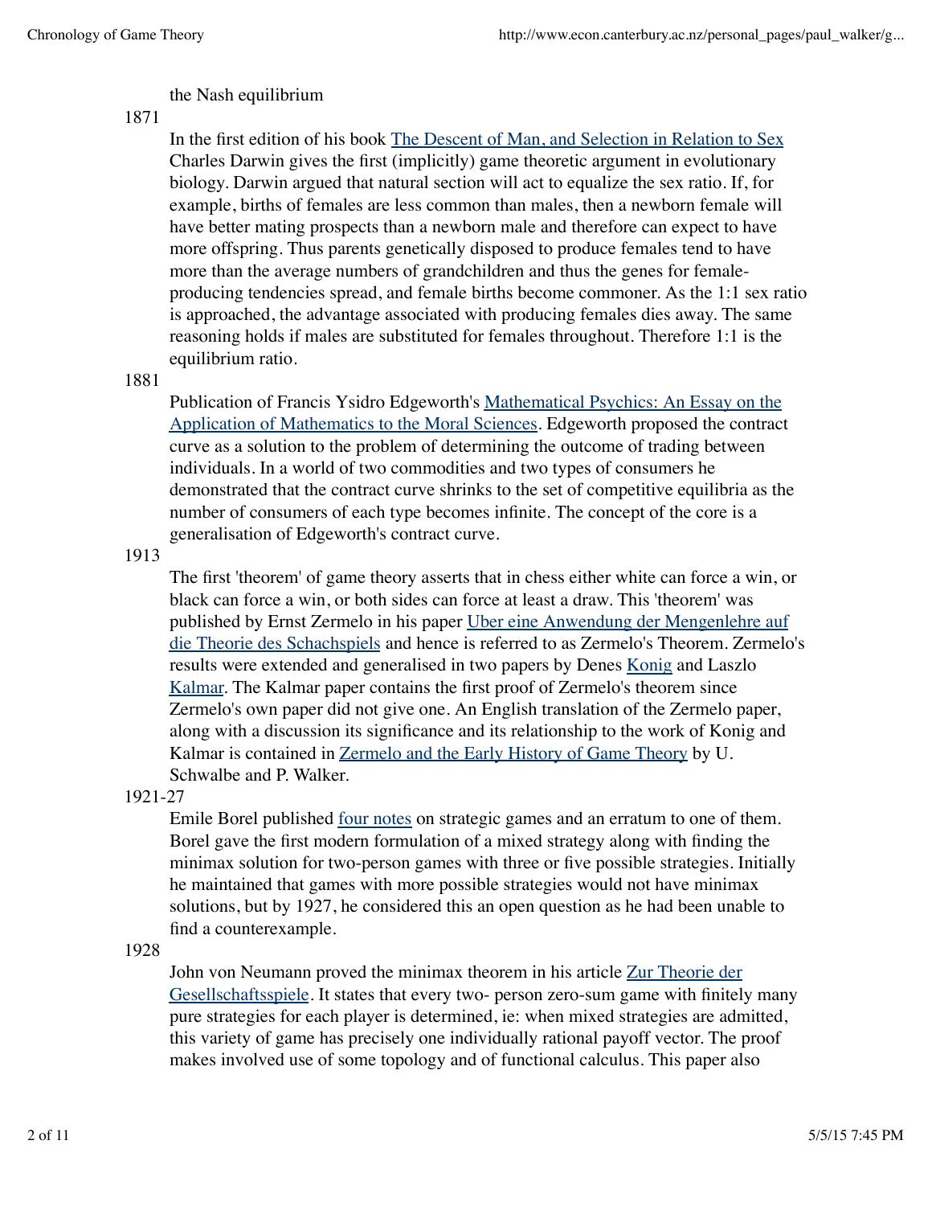the Nash equilibrium

1871
: In the first edition of his book [The Descent of Man, and Selection in Relation to Sex] Charles Darwin gives the first (implicitly) game theoretic argument in evolutionary biology. Darwin argued that natural section will act to equalize the sex ratio. If, for example, births of females are less common than males, then a newborn female will have better mating prospects than a newborn male and therefore can expect to have more offspring. Thus parents genetically disposed to produce females tend to have more than the average numbers of grandchildren and thus the genes for female-producing tendencies spread, and female births become commoner. As the 1:1 sex ratio is approached, the advantage associated with producing females dies away. The same reasoning holds if males are substituted for females throughout. Therefore 1:1 is the equilibrium ratio.

1881
: Publication of Francis Ysidro Edgeworth's [Mathematical Psychics: An Essay on the Application of Mathematics to the Moral Sciences]. Edgeworth proposed the contract curve as a solution to the problem of determining the outcome of trading between individuals. In a world of two commodities and two types of consumers he demonstrated that the contract curve shrinks to the set of competitive equilibria as the number of consumers of each type becomes infinite. The concept of the core is a generalisation of Edgeworth's contract curve.

1913
: The first 'theorem' of game theory asserts that in chess either white can force a win, or black can force a win, or both sides can force at least a draw. This 'theorem' was published by Ernst Zermelo in his paper [Uber eine Anwendung der Mengenlehre auf die Theorie des Schachspiels] and hence is referred to as Zermelo's Theorem. Zermelo's results were extended and generalised in two papers by Denes [Konig] and Laszlo [Kalmar]. The Kalmar paper contains the first proof of Zermelo's theorem since Zermelo's own paper did not give one. An English translation of the Zermelo paper, along with a discussion its significance and its relationship to the work of Konig and Kalmar is contained in [Zermelo and the Early History of Game Theory] by U. Schwalbe and P. Walker.

1921-27
: Emile Borel published [four notes] on strategic games and an erratum to one of them. Borel gave the first modern formulation of a mixed strategy along with finding the minimax solution for two-person games with three or five possible strategies. Initially he maintained that games with more possible strategies would not have minimax solutions, but by 1927, he considered this an open question as he had been unable to find a counterexample.

1928
: John von Neumann proved the minimax theorem in his article [Zur Theorie der Gesellschaftsspiele]. It states that every two- person zero-sum game with finitely many pure strategies for each player is determined, ie: when mixed strategies are admitted, this variety of game has precisely one individually rational payoff vector. The proof makes involved use of some topology and of functional calculus. This paper also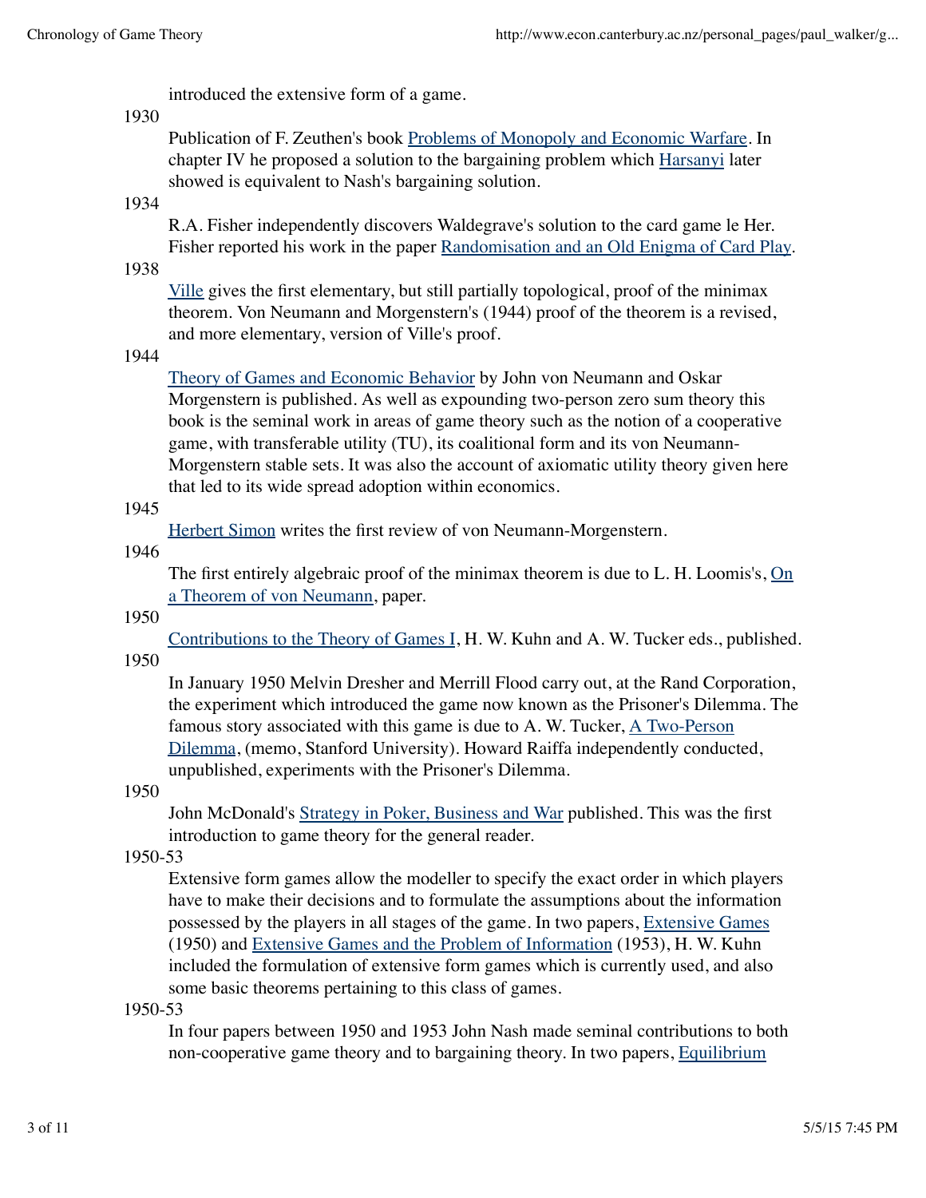introduced the extensive form of a game.

1930

Publication of F. Zeuthen's book Problems of Monopoly and Economic Warfare. In chapter IV he proposed a solution to the bargaining problem which Harsanyi later showed is equivalent to Nash's bargaining solution.

1934

R.A. Fisher independently discovers Waldegrave's solution to the card game le Her. Fisher reported his work in the paper Randomisation and an Old Enigma of Card Play.

1938

Ville gives the first elementary, but still partially topological, proof of the minimax theorem. Von Neumann and Morgenstern's (1944) proof of the theorem is a revised, and more elementary, version of Ville's proof.

1944

Theory of Games and Economic Behavior by John von Neumann and Oskar Morgenstern is published. As well as expounding two-person zero sum theory this book is the seminal work in areas of game theory such as the notion of a cooperative game, with transferable utility (TU), its coalitional form and its von Neumann-Morgenstern stable sets. It was also the account of axiomatic utility theory given here that led to its wide spread adoption within economics.

1945

Herbert Simon writes the first review of von Neumann-Morgenstern.

1946

The first entirely algebraic proof of the minimax theorem is due to L. H. Loomis's, On a Theorem of von Neumann, paper.

1950

Contributions to the Theory of Games I, H. W. Kuhn and A. W. Tucker eds., published.

1950

In January 1950 Melvin Dresher and Merrill Flood carry out, at the Rand Corporation, the experiment which introduced the game now known as the Prisoner's Dilemma. The famous story associated with this game is due to A. W. Tucker, A Two-Person Dilemma, (memo, Stanford University). Howard Raiffa independently conducted, unpublished, experiments with the Prisoner's Dilemma.

1950

John McDonald's Strategy in Poker, Business and War published. This was the first introduction to game theory for the general reader.

1950-53

Extensive form games allow the modeller to specify the exact order in which players have to make their decisions and to formulate the assumptions about the information possessed by the players in all stages of the game. In two papers, Extensive Games (1950) and Extensive Games and the Problem of Information (1953), H. W. Kuhn included the formulation of extensive form games which is currently used, and also some basic theorems pertaining to this class of games.

1950-53

In four papers between 1950 and 1953 John Nash made seminal contributions to both non-cooperative game theory and to bargaining theory. In two papers, Equilibrium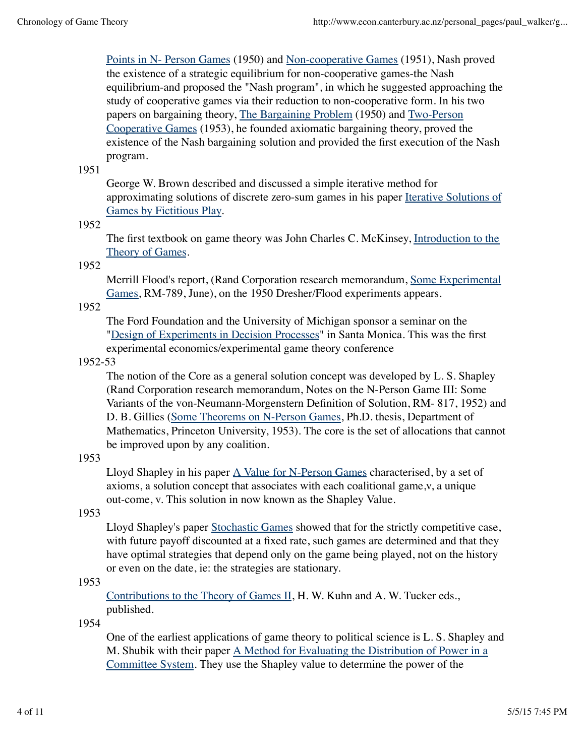Points in N- Person Games (1950) and Non-cooperative Games (1951), Nash proved the existence of a strategic equilibrium for non-cooperative games-the Nash equilibrium-and proposed the "Nash program", in which he suggested approaching the study of cooperative games via their reduction to non-cooperative form. In his two papers on bargaining theory, The Bargaining Problem (1950) and Two-Person Cooperative Games (1953), he founded axiomatic bargaining theory, proved the existence of the Nash bargaining solution and provided the first execution of the Nash program.

1951

George W. Brown described and discussed a simple iterative method for approximating solutions of discrete zero-sum games in his paper Iterative Solutions of Games by Fictitious Play.

1952

The first textbook on game theory was John Charles C. McKinsey, Introduction to the Theory of Games.

1952

Merrill Flood's report, (Rand Corporation research memorandum, Some Experimental Games, RM-789, June), on the 1950 Dresher/Flood experiments appears.

1952

The Ford Foundation and the University of Michigan sponsor a seminar on the "Design of Experiments in Decision Processes" in Santa Monica. This was the first experimental economics/experimental game theory conference

1952-53

The notion of the Core as a general solution concept was developed by L. S. Shapley (Rand Corporation research memorandum, Notes on the N-Person Game III: Some Variants of the von-Neumann-Morgenstern Definition of Solution, RM- 817, 1952) and D. B. Gillies (Some Theorems on N-Person Games, Ph.D. thesis, Department of Mathematics, Princeton University, 1953). The core is the set of allocations that cannot be improved upon by any coalition.

1953

Lloyd Shapley in his paper A Value for N-Person Games characterised, by a set of axioms, a solution concept that associates with each coalitional game,v, a unique out-come, v. This solution in now known as the Shapley Value.

1953

Lloyd Shapley's paper Stochastic Games showed that for the strictly competitive case, with future payoff discounted at a fixed rate, such games are determined and that they have optimal strategies that depend only on the game being played, not on the history or even on the date, ie: the strategies are stationary.

1953

Contributions to the Theory of Games II, H. W. Kuhn and A. W. Tucker eds., published.

1954

One of the earliest applications of game theory to political science is L. S. Shapley and M. Shubik with their paper A Method for Evaluating the Distribution of Power in a Committee System. They use the Shapley value to determine the power of the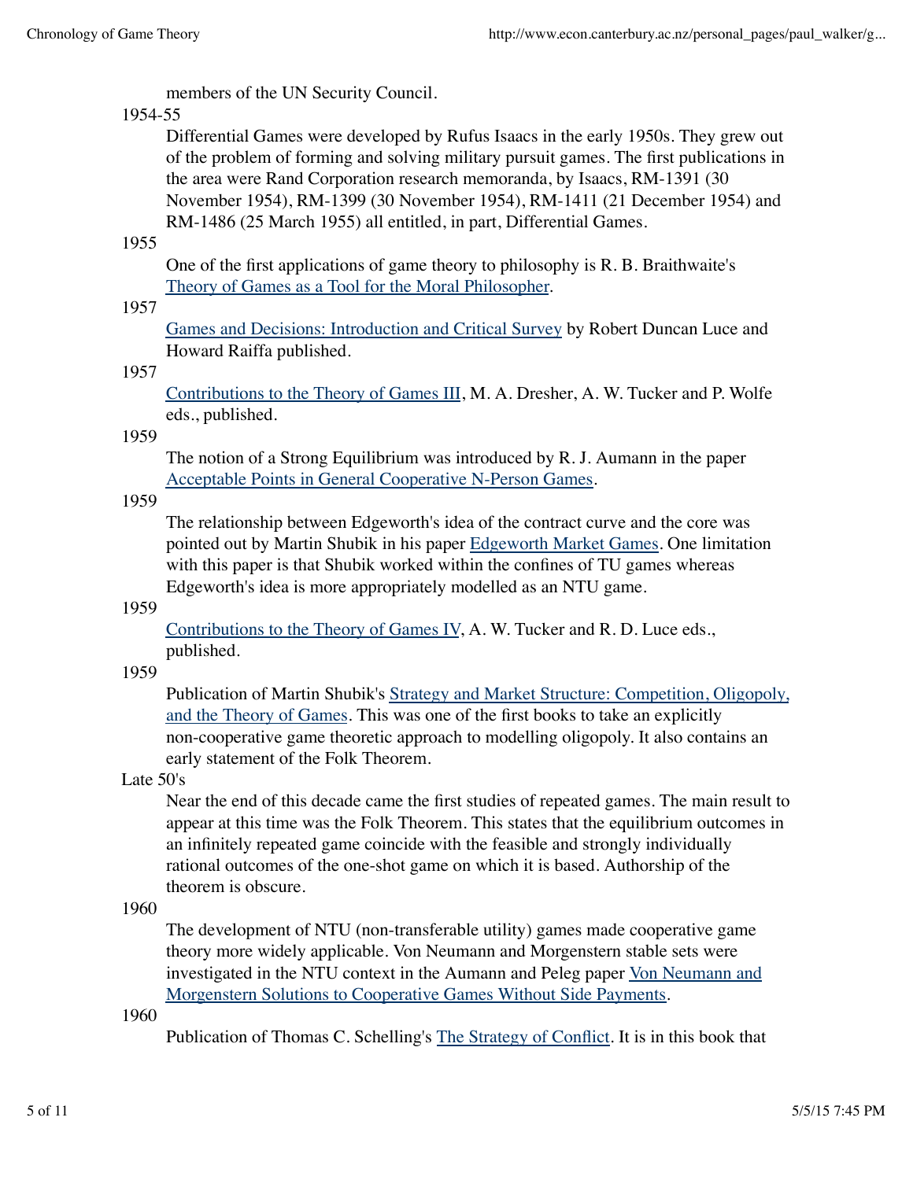members of the UN Security Council.

1954-55
: Differential Games were developed by Rufus Isaacs in the early 1950s. They grew out of the problem of forming and solving military pursuit games. The first publications in the area were Rand Corporation research memoranda, by Isaacs, RM-1391 (30 November 1954), RM-1399 (30 November 1954), RM-1411 (21 December 1954) and RM-1486 (25 March 1955) all entitled, in part, Differential Games.

1955
: One of the first applications of game theory to philosophy is R. B. Braithwaite's Theory of Games as a Tool for the Moral Philosopher.

1957
: Games and Decisions: Introduction and Critical Survey by Robert Duncan Luce and Howard Raiffa published.

1957
: Contributions to the Theory of Games III, M. A. Dresher, A. W. Tucker and P. Wolfe eds., published.

1959
: The notion of a Strong Equilibrium was introduced by R. J. Aumann in the paper Acceptable Points in General Cooperative N-Person Games.

1959
: The relationship between Edgeworth's idea of the contract curve and the core was pointed out by Martin Shubik in his paper Edgeworth Market Games. One limitation with this paper is that Shubik worked within the confines of TU games whereas Edgeworth's idea is more appropriately modelled as an NTU game.

1959
: Contributions to the Theory of Games IV, A. W. Tucker and R. D. Luce eds., published.

1959
: Publication of Martin Shubik's Strategy and Market Structure: Competition, Oligopoly, and the Theory of Games. This was one of the first books to take an explicitly non-cooperative game theoretic approach to modelling oligopoly. It also contains an early statement of the Folk Theorem.

Late 50's
: Near the end of this decade came the first studies of repeated games. The main result to appear at this time was the Folk Theorem. This states that the equilibrium outcomes in an infinitely repeated game coincide with the feasible and strongly individually rational outcomes of the one-shot game on which it is based. Authorship of the theorem is obscure.

1960
: The development of NTU (non-transferable utility) games made cooperative game theory more widely applicable. Von Neumann and Morgenstern stable sets were investigated in the NTU context in the Aumann and Peleg paper Von Neumann and Morgenstern Solutions to Cooperative Games Without Side Payments.

1960
: Publication of Thomas C. Schelling's The Strategy of Conflict. It is in this book that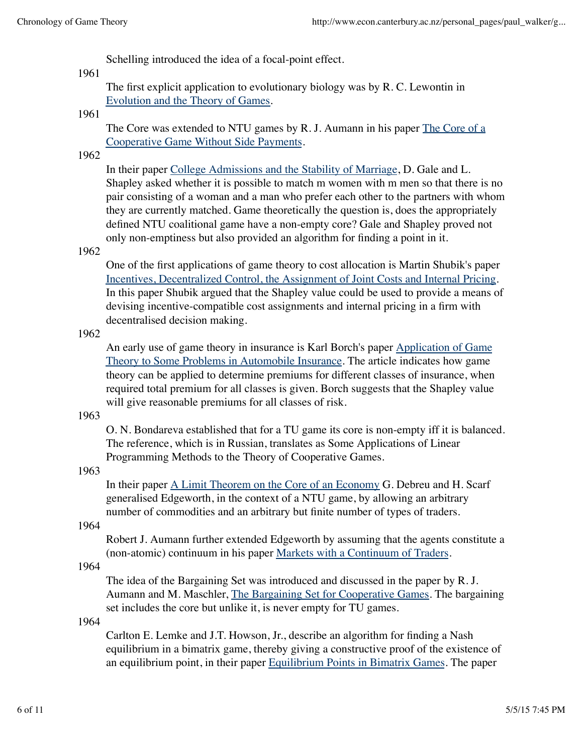Schelling introduced the idea of a focal-point effect.

1961
: The first explicit application to evolutionary biology was by R. C. Lewontin in Evolution and the Theory of Games.

1961
: The Core was extended to NTU games by R. J. Aumann in his paper The Core of a Cooperative Game Without Side Payments.

1962
: In their paper College Admissions and the Stability of Marriage, D. Gale and L. Shapley asked whether it is possible to match m women with m men so that there is no pair consisting of a woman and a man who prefer each other to the partners with whom they are currently matched. Game theoretically the question is, does the appropriately defined NTU coalitional game have a non-empty core? Gale and Shapley proved not only non-emptiness but also provided an algorithm for finding a point in it.

1962
: One of the first applications of game theory to cost allocation is Martin Shubik's paper Incentives, Decentralized Control, the Assignment of Joint Costs and Internal Pricing. In this paper Shubik argued that the Shapley value could be used to provide a means of devising incentive-compatible cost assignments and internal pricing in a firm with decentralised decision making.

1962
: An early use of game theory in insurance is Karl Borch's paper Application of Game Theory to Some Problems in Automobile Insurance. The article indicates how game theory can be applied to determine premiums for different classes of insurance, when required total premium for all classes is given. Borch suggests that the Shapley value will give reasonable premiums for all classes of risk.

1963
: O. N. Bondareva established that for a TU game its core is non-empty iff it is balanced. The reference, which is in Russian, translates as Some Applications of Linear Programming Methods to the Theory of Cooperative Games.

1963
: In their paper A Limit Theorem on the Core of an Economy G. Debreu and H. Scarf generalised Edgeworth, in the context of a NTU game, by allowing an arbitrary number of commodities and an arbitrary but finite number of types of traders.

1964
: Robert J. Aumann further extended Edgeworth by assuming that the agents constitute a (non-atomic) continuum in his paper Markets with a Continuum of Traders.

1964
: The idea of the Bargaining Set was introduced and discussed in the paper by R. J. Aumann and M. Maschler, The Bargaining Set for Cooperative Games. The bargaining set includes the core but unlike it, is never empty for TU games.

1964
: Carlton E. Lemke and J.T. Howson, Jr., describe an algorithm for finding a Nash equilibrium in a bimatrix game, thereby giving a constructive proof of the existence of an equilibrium point, in their paper Equilibrium Points in Bimatrix Games. The paper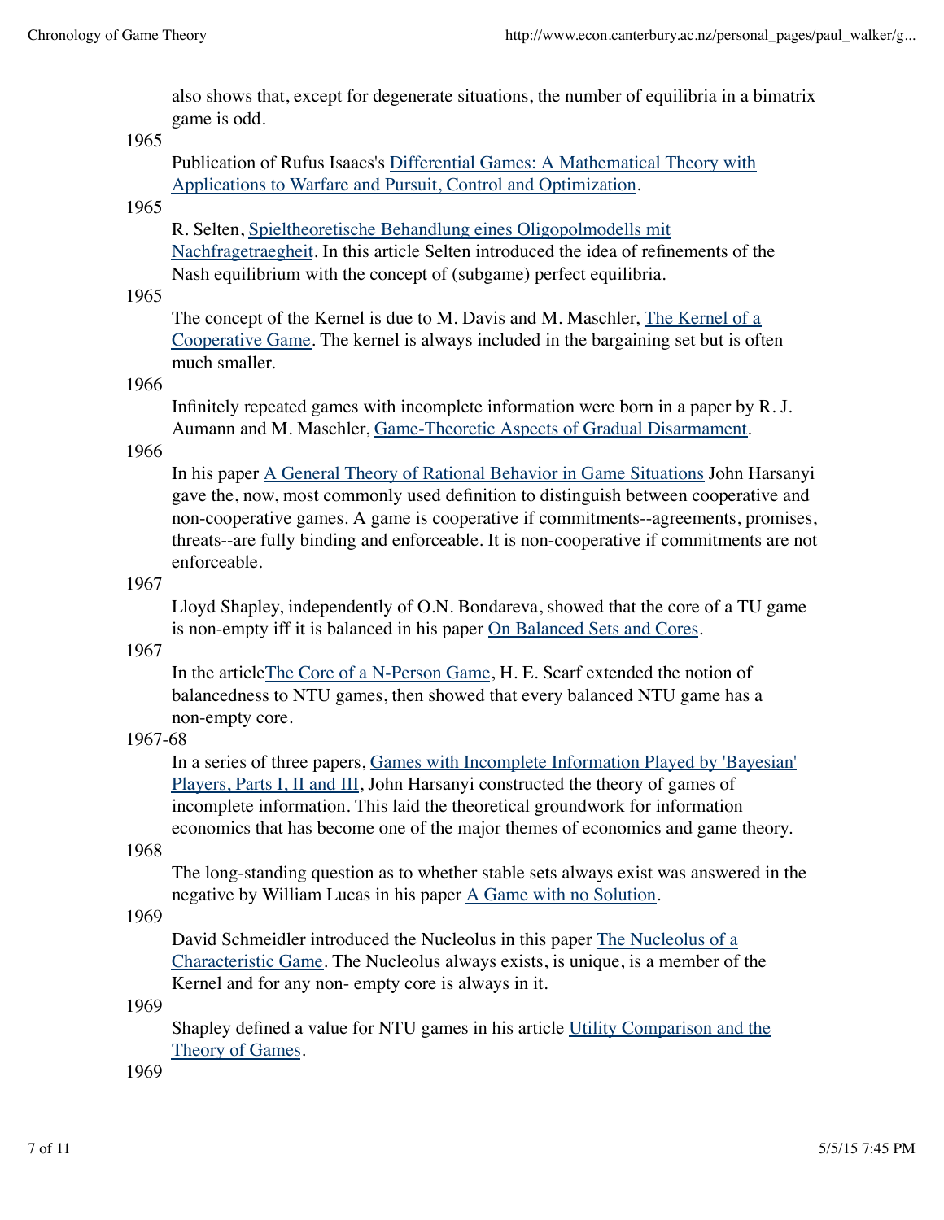also shows that, except for degenerate situations, the number of equilibria in a bimatrix game is odd.

1965

Publication of Rufus Isaacs's Differential Games: A Mathematical Theory with Applications to Warfare and Pursuit, Control and Optimization.

1965

R. Selten, Spieltheoretische Behandlung eines Oligopolmodells mit Nachfragetraegheit. In this article Selten introduced the idea of refinements of the Nash equilibrium with the concept of (subgame) perfect equilibria.

1965

The concept of the Kernel is due to M. Davis and M. Maschler, The Kernel of a Cooperative Game. The kernel is always included in the bargaining set but is often much smaller.

1966

Infinitely repeated games with incomplete information were born in a paper by R. J. Aumann and M. Maschler, Game-Theoretic Aspects of Gradual Disarmament.

1966

In his paper A General Theory of Rational Behavior in Game Situations John Harsanyi gave the, now, most commonly used definition to distinguish between cooperative and non-cooperative games. A game is cooperative if commitments--agreements, promises, threats--are fully binding and enforceable. It is non-cooperative if commitments are not enforceable.

1967

Lloyd Shapley, independently of O.N. Bondareva, showed that the core of a TU game is non-empty iff it is balanced in his paper On Balanced Sets and Cores.

1967

In the articleThe Core of a N-Person Game, H. E. Scarf extended the notion of balancedness to NTU games, then showed that every balanced NTU game has a non-empty core.

1967-68

In a series of three papers, Games with Incomplete Information Played by 'Bayesian' Players, Parts I, II and III, John Harsanyi constructed the theory of games of incomplete information. This laid the theoretical groundwork for information economics that has become one of the major themes of economics and game theory.

1968

The long-standing question as to whether stable sets always exist was answered in the negative by William Lucas in his paper A Game with no Solution.

1969

David Schmeidler introduced the Nucleolus in this paper The Nucleolus of a Characteristic Game. The Nucleolus always exists, is unique, is a member of the Kernel and for any non- empty core is always in it.

1969

Shapley defined a value for NTU games in his article Utility Comparison and the Theory of Games.

1969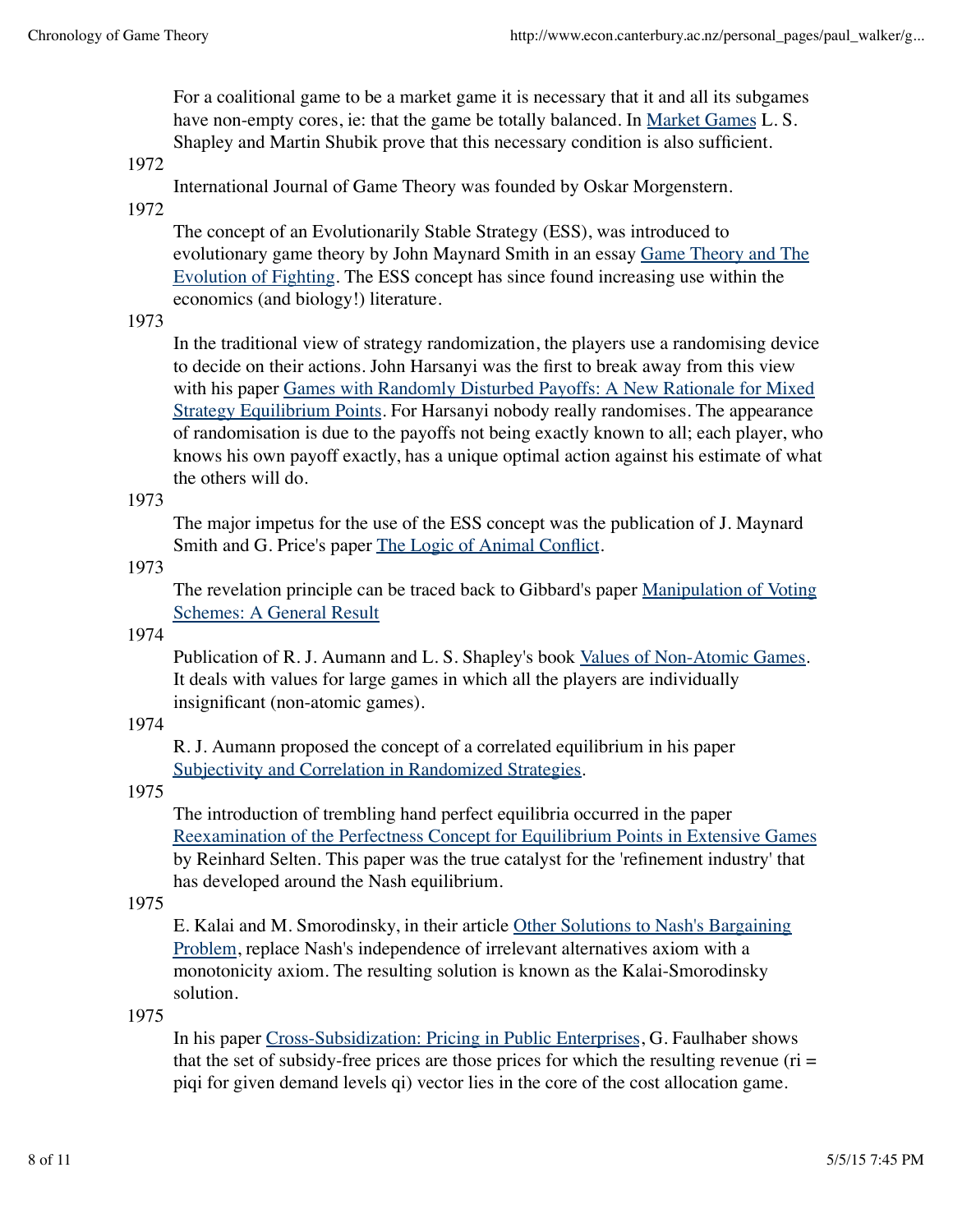For a coalitional game to be a market game it is necessary that it and all its subgames have non-empty cores, ie: that the game be totally balanced. In Market Games L. S. Shapley and Martin Shubik prove that this necessary condition is also sufficient.

1972

International Journal of Game Theory was founded by Oskar Morgenstern.

1972

The concept of an Evolutionarily Stable Strategy (ESS), was introduced to evolutionary game theory by John Maynard Smith in an essay Game Theory and The Evolution of Fighting. The ESS concept has since found increasing use within the economics (and biology!) literature.

1973

In the traditional view of strategy randomization, the players use a randomising device to decide on their actions. John Harsanyi was the first to break away from this view with his paper Games with Randomly Disturbed Payoffs: A New Rationale for Mixed Strategy Equilibrium Points. For Harsanyi nobody really randomises. The appearance of randomisation is due to the payoffs not being exactly known to all; each player, who knows his own payoff exactly, has a unique optimal action against his estimate of what the others will do.

1973

The major impetus for the use of the ESS concept was the publication of J. Maynard Smith and G. Price's paper The Logic of Animal Conflict.

1973

The revelation principle can be traced back to Gibbard's paper Manipulation of Voting Schemes: A General Result

1974

Publication of R. J. Aumann and L. S. Shapley's book Values of Non-Atomic Games. It deals with values for large games in which all the players are individually insignificant (non-atomic games).

1974

R. J. Aumann proposed the concept of a correlated equilibrium in his paper Subjectivity and Correlation in Randomized Strategies.

1975

The introduction of trembling hand perfect equilibria occurred in the paper Reexamination of the Perfectness Concept for Equilibrium Points in Extensive Games by Reinhard Selten. This paper was the true catalyst for the 'refinement industry' that has developed around the Nash equilibrium.

1975

E. Kalai and M. Smorodinsky, in their article Other Solutions to Nash's Bargaining Problem, replace Nash's independence of irrelevant alternatives axiom with a monotonicity axiom. The resulting solution is known as the Kalai-Smorodinsky solution.

1975

In his paper Cross-Subsidization: Pricing in Public Enterprises, G. Faulhaber shows that the set of subsidy-free prices are those prices for which the resulting revenue ($r_i = p_i q_i$ for given demand levels $q_i$) vector lies in the core of the cost allocation game.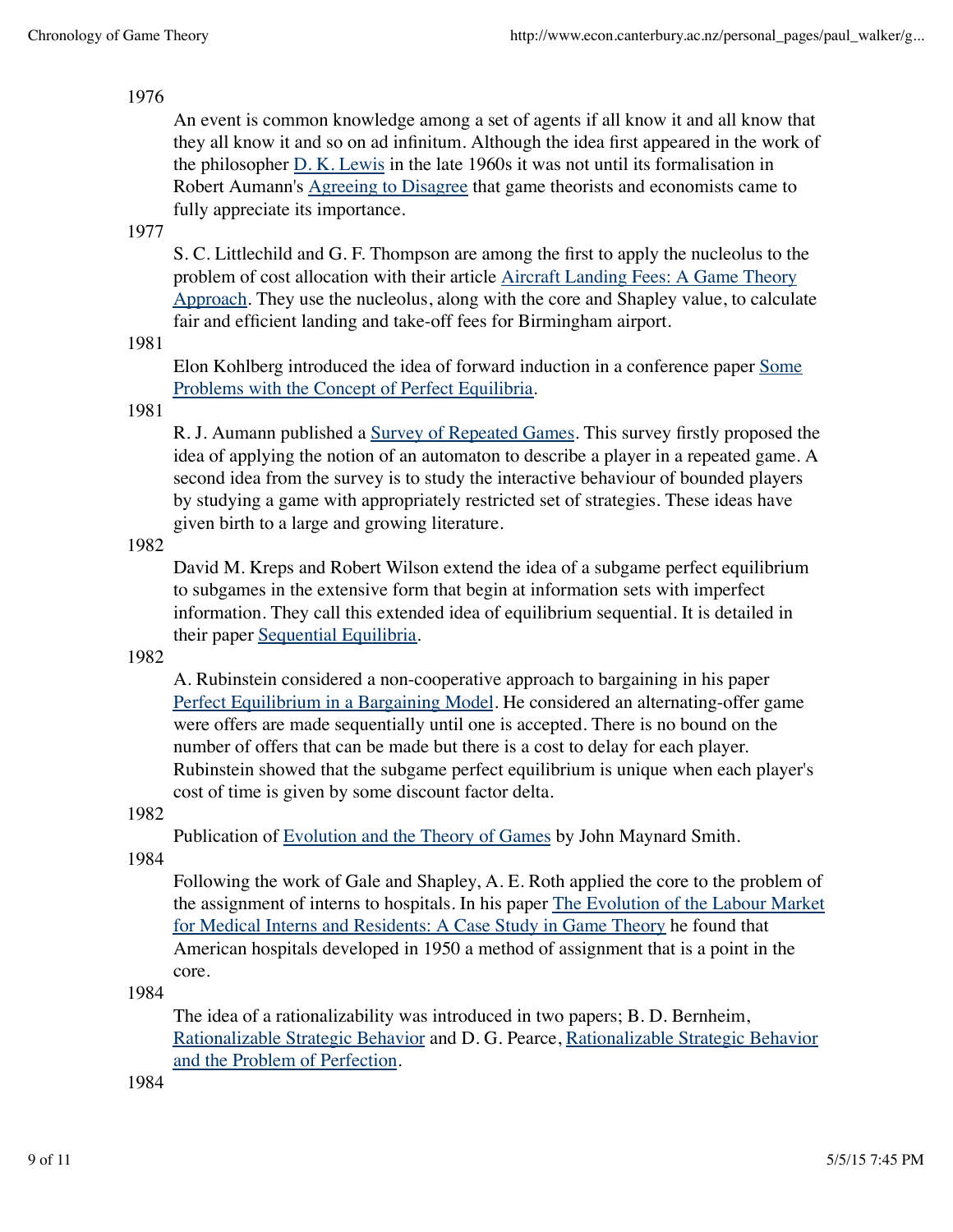1976

An event is common knowledge among a set of agents if all know it and all know that they all know it and so on ad infinitum. Although the idea first appeared in the work of the philosopher D. K. Lewis in the late 1960s it was not until its formalisation in Robert Aumann's Agreeing to Disagree that game theorists and economists came to fully appreciate its importance.

1977

S. C. Littlechild and G. F. Thompson are among the first to apply the nucleolus to the problem of cost allocation with their article Aircraft Landing Fees: A Game Theory Approach. They use the nucleolus, along with the core and Shapley value, to calculate fair and efficient landing and take-off fees for Birmingham airport.

1981

Elon Kohlberg introduced the idea of forward induction in a conference paper Some Problems with the Concept of Perfect Equilibria.

1981

R. J. Aumann published a Survey of Repeated Games. This survey firstly proposed the idea of applying the notion of an automaton to describe a player in a repeated game. A second idea from the survey is to study the interactive behaviour of bounded players by studying a game with appropriately restricted set of strategies. These ideas have given birth to a large and growing literature.

1982

David M. Kreps and Robert Wilson extend the idea of a subgame perfect equilibrium to subgames in the extensive form that begin at information sets with imperfect information. They call this extended idea of equilibrium sequential. It is detailed in their paper Sequential Equilibria.

1982

A. Rubinstein considered a non-cooperative approach to bargaining in his paper Perfect Equilibrium in a Bargaining Model. He considered an alternating-offer game were offers are made sequentially until one is accepted. There is no bound on the number of offers that can be made but there is a cost to delay for each player. Rubinstein showed that the subgame perfect equilibrium is unique when each player's cost of time is given by some discount factor delta.

1982

Publication of Evolution and the Theory of Games by John Maynard Smith.

1984

Following the work of Gale and Shapley, A. E. Roth applied the core to the problem of the assignment of interns to hospitals. In his paper The Evolution of the Labour Market for Medical Interns and Residents: A Case Study in Game Theory he found that American hospitals developed in 1950 a method of assignment that is a point in the core.

1984

The idea of a rationalizability was introduced in two papers; B. D. Bernheim, Rationalizable Strategic Behavior and D. G. Pearce, Rationalizable Strategic Behavior and the Problem of Perfection.

1984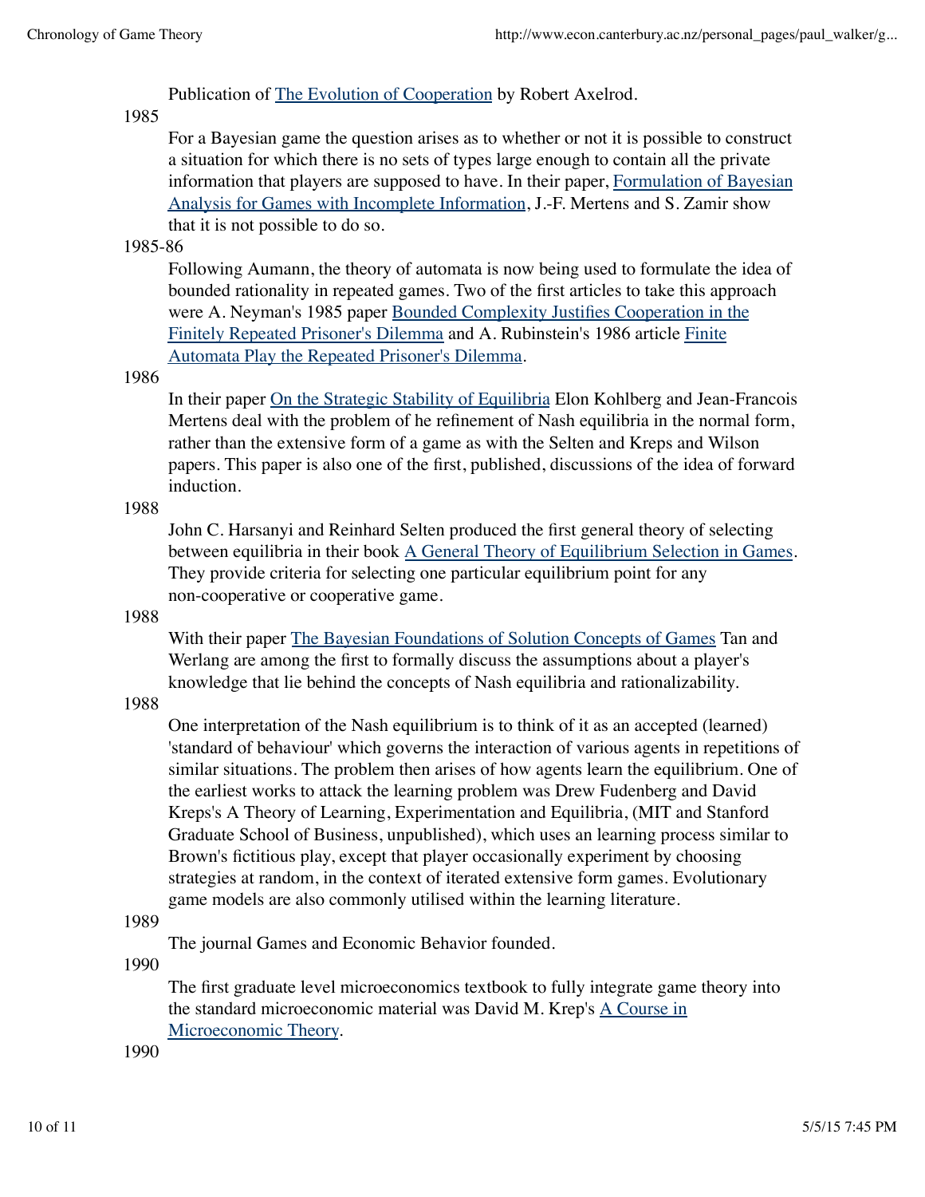Publication of [The Evolution of Cooperation] by Robert Axelrod.

1985

For a Bayesian game the question arises as to whether or not it is possible to construct a situation for which there is no sets of types large enough to contain all the private information that players are supposed to have. In their paper, Formulation of Bayesian Analysis for Games with Incomplete Information, J.-F. Mertens and S. Zamir show that it is not possible to do so.

1985-86

Following Aumann, the theory of automata is now being used to formulate the idea of bounded rationality in repeated games. Two of the first articles to take this approach were A. Neyman's 1985 paper Bounded Complexity Justifies Cooperation in the Finitely Repeated Prisoner's Dilemma and A. Rubinstein's 1986 article Finite Automata Play the Repeated Prisoner's Dilemma.

1986

In their paper On the Strategic Stability of Equilibria Elon Kohlberg and Jean-Francois Mertens deal with the problem of he refinement of Nash equilibria in the normal form, rather than the extensive form of a game as with the Selten and Kreps and Wilson papers. This paper is also one of the first, published, discussions of the idea of forward induction.

1988

John C. Harsanyi and Reinhard Selten produced the first general theory of selecting between equilibria in their book A General Theory of Equilibrium Selection in Games. They provide criteria for selecting one particular equilibrium point for any non-cooperative or cooperative game.

1988

With their paper The Bayesian Foundations of Solution Concepts of Games Tan and Werlang are among the first to formally discuss the assumptions about a player's knowledge that lie behind the concepts of Nash equilibria and rationalizability.

1988

One interpretation of the Nash equilibrium is to think of it as an accepted (learned) 'standard of behaviour' which governs the interaction of various agents in repetitions of similar situations. The problem then arises of how agents learn the equilibrium. One of the earliest works to attack the learning problem was Drew Fudenberg and David Kreps's A Theory of Learning, Experimentation and Equilibria, (MIT and Stanford Graduate School of Business, unpublished), which uses an learning process similar to Brown's fictitious play, except that player occasionally experiment by choosing strategies at random, in the context of iterated extensive form games. Evolutionary game models are also commonly utilised within the learning literature.

1989

The journal Games and Economic Behavior founded.

1990

The first graduate level microeconomics textbook to fully integrate game theory into the standard microeconomic material was David M. Krep's A Course in Microeconomic Theory.

1990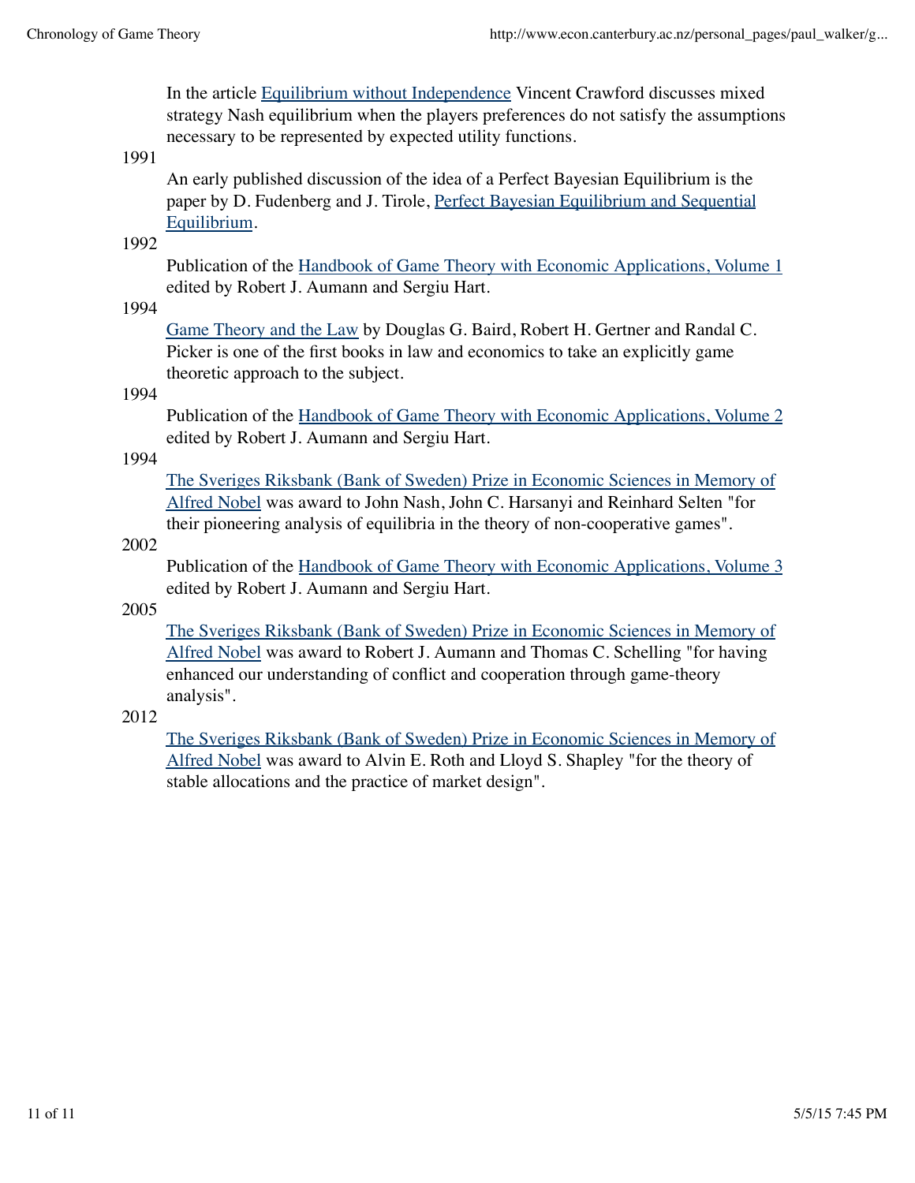In the article Equilibrium without Independence Vincent Crawford discusses mixed strategy Nash equilibrium when the players preferences do not satisfy the assumptions necessary to be represented by expected utility functions.

1991

An early published discussion of the idea of a Perfect Bayesian Equilibrium is the paper by D. Fudenberg and J. Tirole, Perfect Bayesian Equilibrium and Sequential Equilibrium.

1992

Publication of the Handbook of Game Theory with Economic Applications, Volume 1 edited by Robert J. Aumann and Sergiu Hart.

1994

Game Theory and the Law by Douglas G. Baird, Robert H. Gertner and Randal C. Picker is one of the first books in law and economics to take an explicitly game theoretic approach to the subject.

1994

Publication of the Handbook of Game Theory with Economic Applications, Volume 2 edited by Robert J. Aumann and Sergiu Hart.

1994

The Sveriges Riksbank (Bank of Sweden) Prize in Economic Sciences in Memory of Alfred Nobel was award to John Nash, John C. Harsanyi and Reinhard Selten "for their pioneering analysis of equilibria in the theory of non-cooperative games".

2002

Publication of the Handbook of Game Theory with Economic Applications, Volume 3 edited by Robert J. Aumann and Sergiu Hart.

2005

The Sveriges Riksbank (Bank of Sweden) Prize in Economic Sciences in Memory of Alfred Nobel was award to Robert J. Aumann and Thomas C. Schelling "for having enhanced our understanding of conflict and cooperation through game-theory analysis".

2012

The Sveriges Riksbank (Bank of Sweden) Prize in Economic Sciences in Memory of Alfred Nobel was award to Alvin E. Roth and Lloyd S. Shapley "for the theory of stable allocations and the practice of market design".